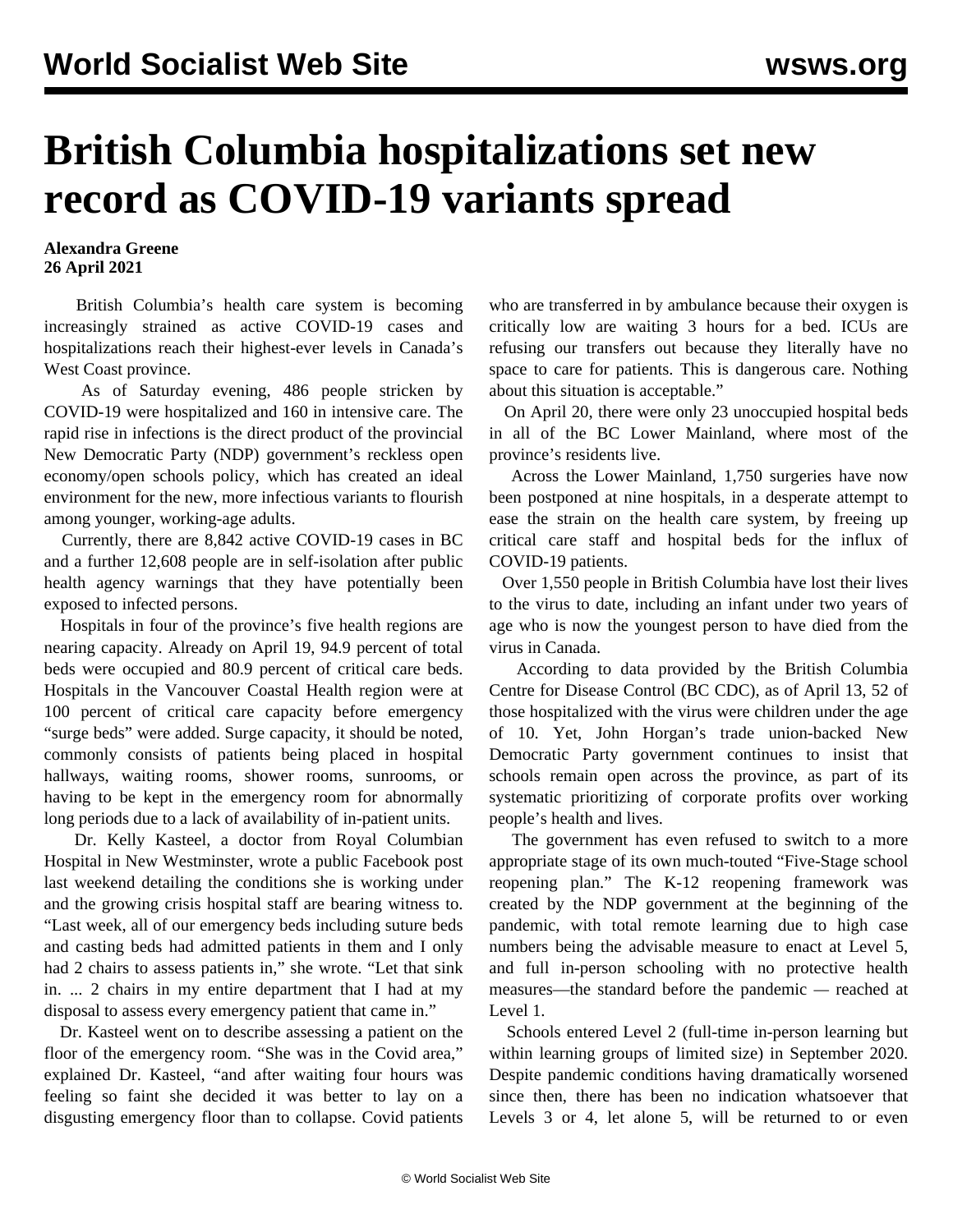# British Columbia hospitalizations set new record as COVID-19 variants spread

**Alexandra Greene**
**26 April 2021**

British Columbia's health care system is becoming increasingly strained as active COVID-19 cases and hospitalizations reach their highest-ever levels in Canada's West Coast province.

As of Saturday evening, 486 people stricken by COVID-19 were hospitalized and 160 in intensive care. The rapid rise in infections is the direct product of the provincial New Democratic Party (NDP) government's reckless open economy/open schools policy, which has created an ideal environment for the new, more infectious variants to flourish among younger, working-age adults.

Currently, there are 8,842 active COVID-19 cases in BC and a further 12,608 people are in self-isolation after public health agency warnings that they have potentially been exposed to infected persons.

Hospitals in four of the province's five health regions are nearing capacity. Already on April 19, 94.9 percent of total beds were occupied and 80.9 percent of critical care beds. Hospitals in the Vancouver Coastal Health region were at 100 percent of critical care capacity before emergency "surge beds" were added. Surge capacity, it should be noted, commonly consists of patients being placed in hospital hallways, waiting rooms, shower rooms, sunrooms, or having to be kept in the emergency room for abnormally long periods due to a lack of availability of in-patient units.

Dr. Kelly Kasteel, a doctor from Royal Columbian Hospital in New Westminster, wrote a public Facebook post last weekend detailing the conditions she is working under and the growing crisis hospital staff are bearing witness to. "Last week, all of our emergency beds including suture beds and casting beds had admitted patients in them and I only had 2 chairs to assess patients in," she wrote. "Let that sink in. ... 2 chairs in my entire department that I had at my disposal to assess every emergency patient that came in."

Dr. Kasteel went on to describe assessing a patient on the floor of the emergency room. "She was in the Covid area," explained Dr. Kasteel, "and after waiting four hours was feeling so faint she decided it was better to lay on a disgusting emergency floor than to collapse. Covid patients who are transferred in by ambulance because their oxygen is critically low are waiting 3 hours for a bed. ICUs are refusing our transfers out because they literally have no space to care for patients. This is dangerous care. Nothing about this situation is acceptable."

On April 20, there were only 23 unoccupied hospital beds in all of the BC Lower Mainland, where most of the province's residents live.

Across the Lower Mainland, 1,750 surgeries have now been postponed at nine hospitals, in a desperate attempt to ease the strain on the health care system, by freeing up critical care staff and hospital beds for the influx of COVID-19 patients.

Over 1,550 people in British Columbia have lost their lives to the virus to date, including an infant under two years of age who is now the youngest person to have died from the virus in Canada.

According to data provided by the British Columbia Centre for Disease Control (BC CDC), as of April 13, 52 of those hospitalized with the virus were children under the age of 10. Yet, John Horgan's trade union-backed New Democratic Party government continues to insist that schools remain open across the province, as part of its systematic prioritizing of corporate profits over working people's health and lives.

The government has even refused to switch to a more appropriate stage of its own much-touted "Five-Stage school reopening plan." The K-12 reopening framework was created by the NDP government at the beginning of the pandemic, with total remote learning due to high case numbers being the advisable measure to enact at Level 5, and full in-person schooling with no protective health measures—the standard before the pandemic — reached at Level 1.

Schools entered Level 2 (full-time in-person learning but within learning groups of limited size) in September 2020. Despite pandemic conditions having dramatically worsened since then, there has been no indication whatsoever that Levels 3 or 4, let alone 5, will be returned to or even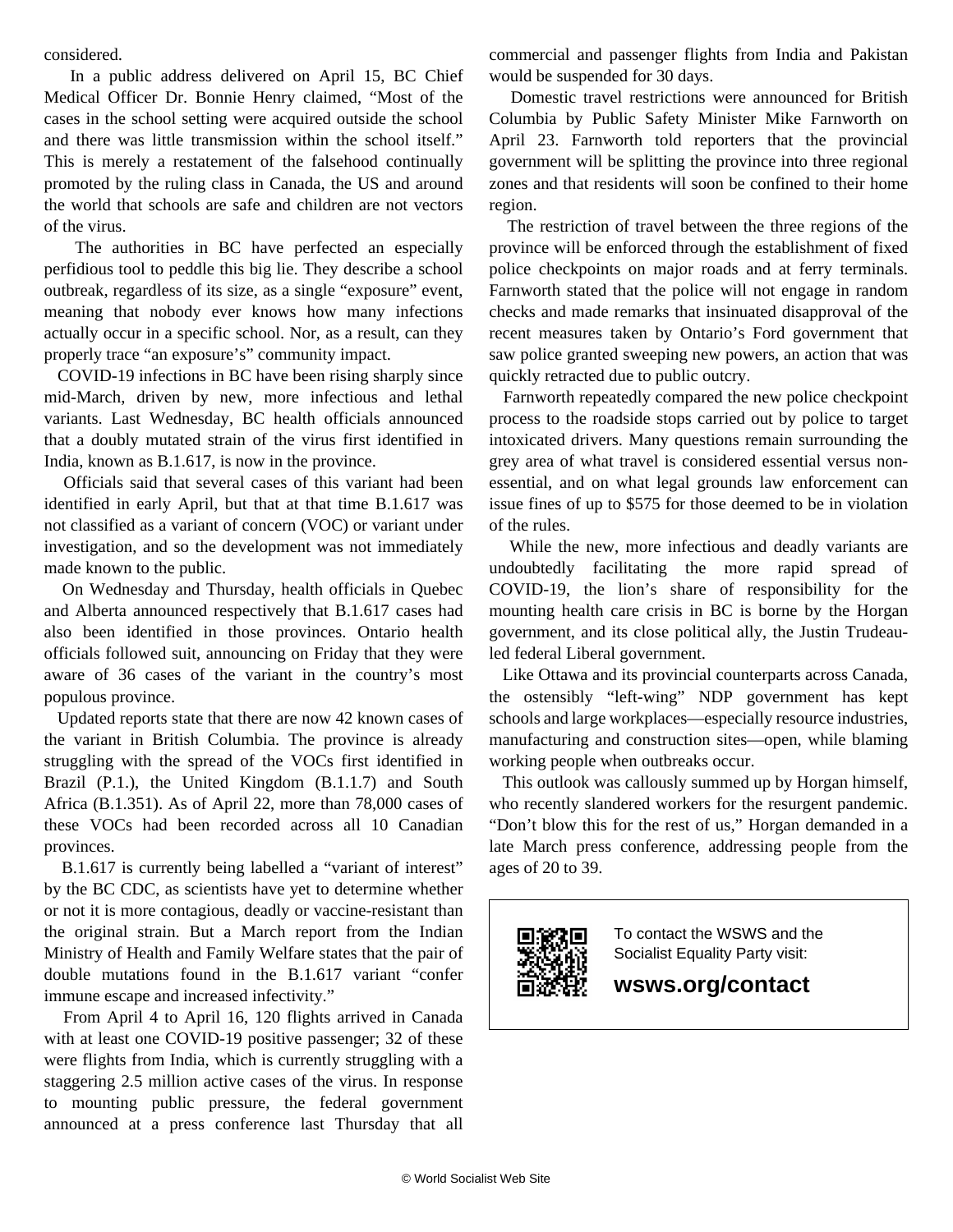considered.

In a public address delivered on April 15, BC Chief Medical Officer Dr. Bonnie Henry claimed, "Most of the cases in the school setting were acquired outside the school and there was little transmission within the school itself." This is merely a restatement of the falsehood continually promoted by the ruling class in Canada, the US and around the world that schools are safe and children are not vectors of the virus.

The authorities in BC have perfected an especially perfidious tool to peddle this big lie. They describe a school outbreak, regardless of its size, as a single "exposure" event, meaning that nobody ever knows how many infections actually occur in a specific school. Nor, as a result, can they properly trace "an exposure's" community impact.

COVID-19 infections in BC have been rising sharply since mid-March, driven by new, more infectious and lethal variants. Last Wednesday, BC health officials announced that a doubly mutated strain of the virus first identified in India, known as B.1.617, is now in the province.

Officials said that several cases of this variant had been identified in early April, but that at that time B.1.617 was not classified as a variant of concern (VOC) or variant under investigation, and so the development was not immediately made known to the public.

On Wednesday and Thursday, health officials in Quebec and Alberta announced respectively that B.1.617 cases had also been identified in those provinces. Ontario health officials followed suit, announcing on Friday that they were aware of 36 cases of the variant in the country's most populous province.

Updated reports state that there are now 42 known cases of the variant in British Columbia. The province is already struggling with the spread of the VOCs first identified in Brazil (P.1.), the United Kingdom (B.1.1.7) and South Africa (B.1.351). As of April 22, more than 78,000 cases of these VOCs had been recorded across all 10 Canadian provinces.

B.1.617 is currently being labelled a "variant of interest" by the BC CDC, as scientists have yet to determine whether or not it is more contagious, deadly or vaccine-resistant than the original strain. But a March report from the Indian Ministry of Health and Family Welfare states that the pair of double mutations found in the B.1.617 variant "confer immune escape and increased infectivity."

From April 4 to April 16, 120 flights arrived in Canada with at least one COVID-19 positive passenger; 32 of these were flights from India, which is currently struggling with a staggering 2.5 million active cases of the virus. In response to mounting public pressure, the federal government announced at a press conference last Thursday that all commercial and passenger flights from India and Pakistan would be suspended for 30 days.

Domestic travel restrictions were announced for British Columbia by Public Safety Minister Mike Farnworth on April 23. Farnworth told reporters that the provincial government will be splitting the province into three regional zones and that residents will soon be confined to their home region.

The restriction of travel between the three regions of the province will be enforced through the establishment of fixed police checkpoints on major roads and at ferry terminals. Farnworth stated that the police will not engage in random checks and made remarks that insinuated disapproval of the recent measures taken by Ontario's Ford government that saw police granted sweeping new powers, an action that was quickly retracted due to public outcry.

Farnworth repeatedly compared the new police checkpoint process to the roadside stops carried out by police to target intoxicated drivers. Many questions remain surrounding the grey area of what travel is considered essential versus non-essential, and on what legal grounds law enforcement can issue fines of up to $575 for those deemed to be in violation of the rules.

While the new, more infectious and deadly variants are undoubtedly facilitating the more rapid spread of COVID-19, the lion's share of responsibility for the mounting health care crisis in BC is borne by the Horgan government, and its close political ally, the Justin Trudeau-led federal Liberal government.

Like Ottawa and its provincial counterparts across Canada, the ostensibly "left-wing" NDP government has kept schools and large workplaces—especially resource industries, manufacturing and construction sites—open, while blaming working people when outbreaks occur.

This outlook was callously summed up by Horgan himself, who recently slandered workers for the resurgent pandemic. "Don't blow this for the rest of us," Horgan demanded in a late March press conference, addressing people from the ages of 20 to 39.

To contact the WSWS and the Socialist Equality Party visit:

**wsws.org/contact**